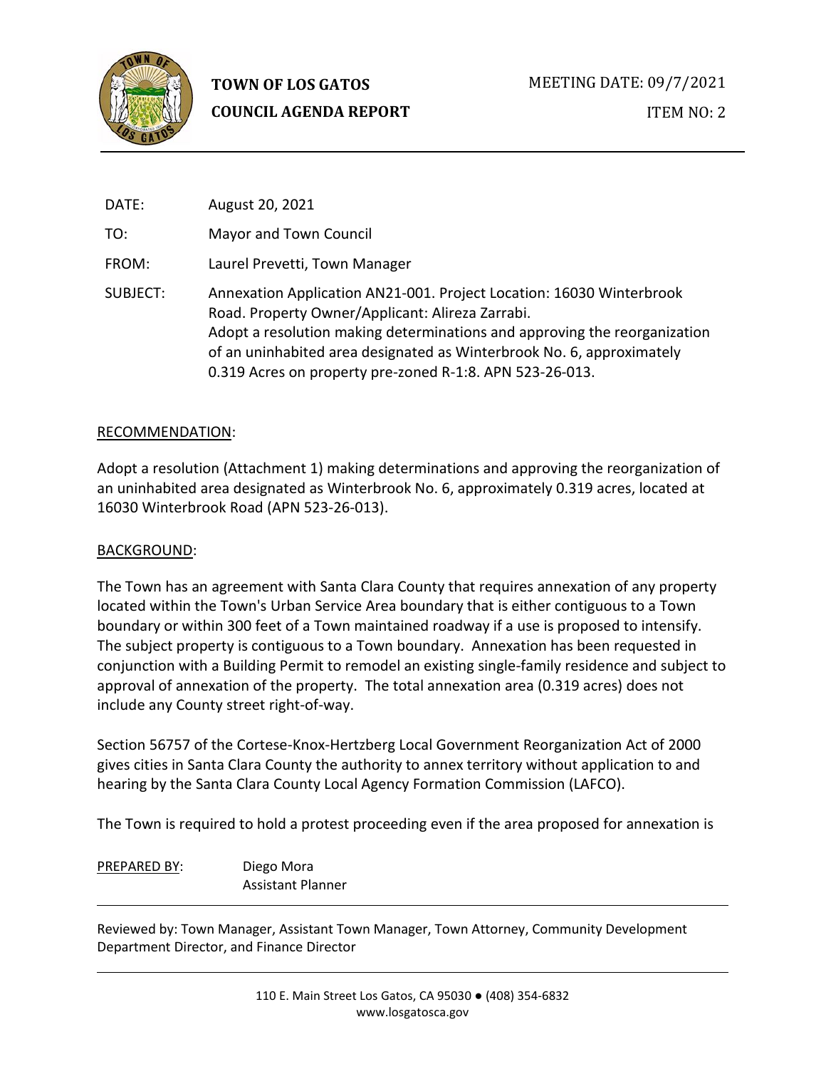**TOWN OF LOS GATOS**
**COUNCIL AGENDA REPORT**

MEETING DATE: 09/7/2021

ITEM NO: 2

DATE: August 20, 2021

TO: Mayor and Town Council

FROM: Laurel Prevetti, Town Manager

SUBJECT: Annexation Application AN21-001. Project Location: 16030 Winterbrook Road. Property Owner/Applicant: Alireza Zarrabi.
Adopt a resolution making determinations and approving the reorganization of an uninhabited area designated as Winterbrook No. 6, approximately 0.319 Acres on property pre-zoned R-1:8. APN 523-26-013.

## RECOMMENDATION:

Adopt a resolution (Attachment 1) making determinations and approving the reorganization of an uninhabited area designated as Winterbrook No. 6, approximately 0.319 acres, located at 16030 Winterbrook Road (APN 523-26-013).

## BACKGROUND:

The Town has an agreement with Santa Clara County that requires annexation of any property located within the Town's Urban Service Area boundary that is either contiguous to a Town boundary or within 300 feet of a Town maintained roadway if a use is proposed to intensify. The subject property is contiguous to a Town boundary. Annexation has been requested in conjunction with a Building Permit to remodel an existing single-family residence and subject to approval of annexation of the property. The total annexation area (0.319 acres) does not include any County street right-of-way.

Section 56757 of the Cortese-Knox-Hertzberg Local Government Reorganization Act of 2000 gives cities in Santa Clara County the authority to annex territory without application to and hearing by the Santa Clara County Local Agency Formation Commission (LAFCO).

The Town is required to hold a protest proceeding even if the area proposed for annexation is

PREPARED BY: Diego Mora
Assistant Planner

Reviewed by: Town Manager, Assistant Town Manager, Town Attorney, Community Development Department Director, and Finance Director

110 E. Main Street Los Gatos, CA 95030 ● (408) 354-6832
www.losgatosca.gov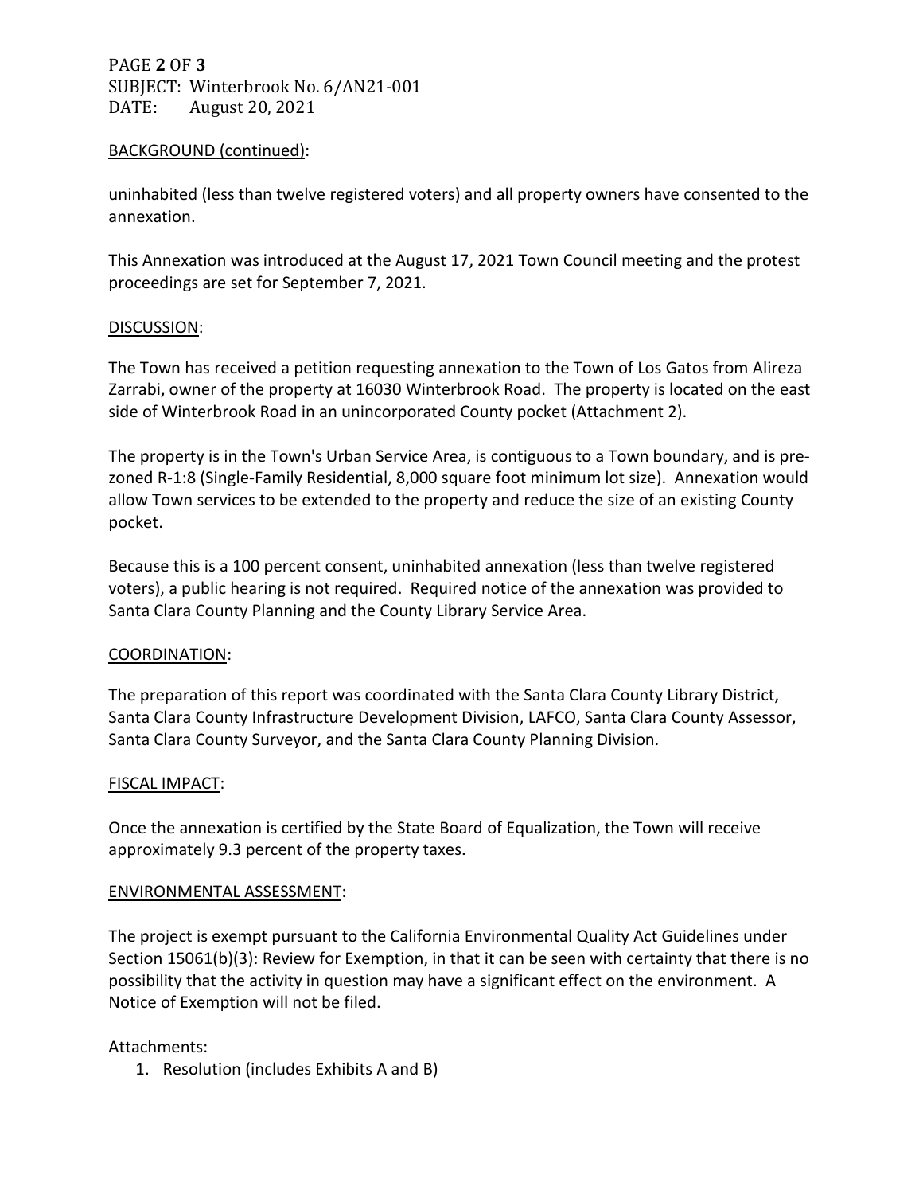## BACKGROUND (continued):

uninhabited (less than twelve registered voters) and all property owners have consented to the annexation.

This Annexation was introduced at the August 17, 2021 Town Council meeting and the protest proceedings are set for September 7, 2021.

## DISCUSSION:

The Town has received a petition requesting annexation to the Town of Los Gatos from Alireza Zarrabi, owner of the property at 16030 Winterbrook Road. The property is located on the east side of Winterbrook Road in an unincorporated County pocket (Attachment 2).

The property is in the Town's Urban Service Area, is contiguous to a Town boundary, and is pre-zoned R-1:8 (Single-Family Residential, 8,000 square foot minimum lot size). Annexation would allow Town services to be extended to the property and reduce the size of an existing County pocket.

Because this is a 100 percent consent, uninhabited annexation (less than twelve registered voters), a public hearing is not required. Required notice of the annexation was provided to Santa Clara County Planning and the County Library Service Area.

## COORDINATION:

The preparation of this report was coordinated with the Santa Clara County Library District, Santa Clara County Infrastructure Development Division, LAFCO, Santa Clara County Assessor, Santa Clara County Surveyor, and the Santa Clara County Planning Division.

## FISCAL IMPACT:

Once the annexation is certified by the State Board of Equalization, the Town will receive approximately 9.3 percent of the property taxes.

## ENVIRONMENTAL ASSESSMENT:

The project is exempt pursuant to the California Environmental Quality Act Guidelines under Section 15061(b)(3): Review for Exemption, in that it can be seen with certainty that there is no possibility that the activity in question may have a significant effect on the environment. A Notice of Exemption will not be filed.

## Attachments:

1. Resolution (includes Exhibits A and B)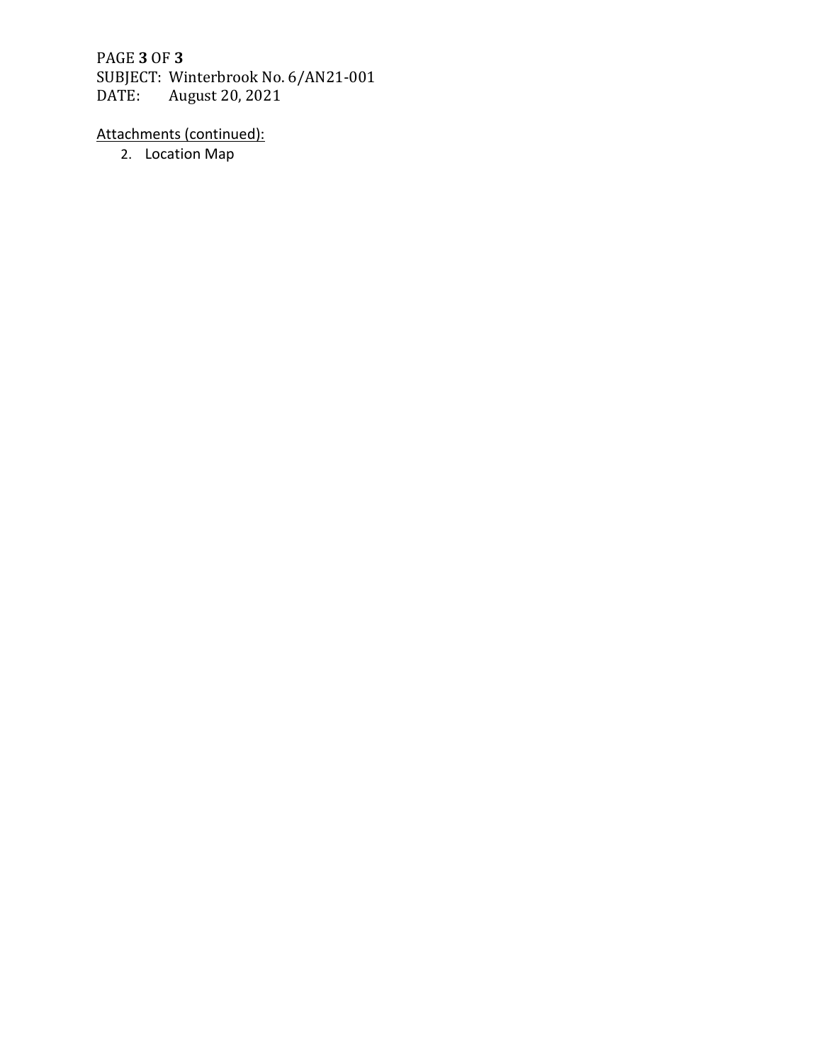Attachments (continued):

2. Location Map